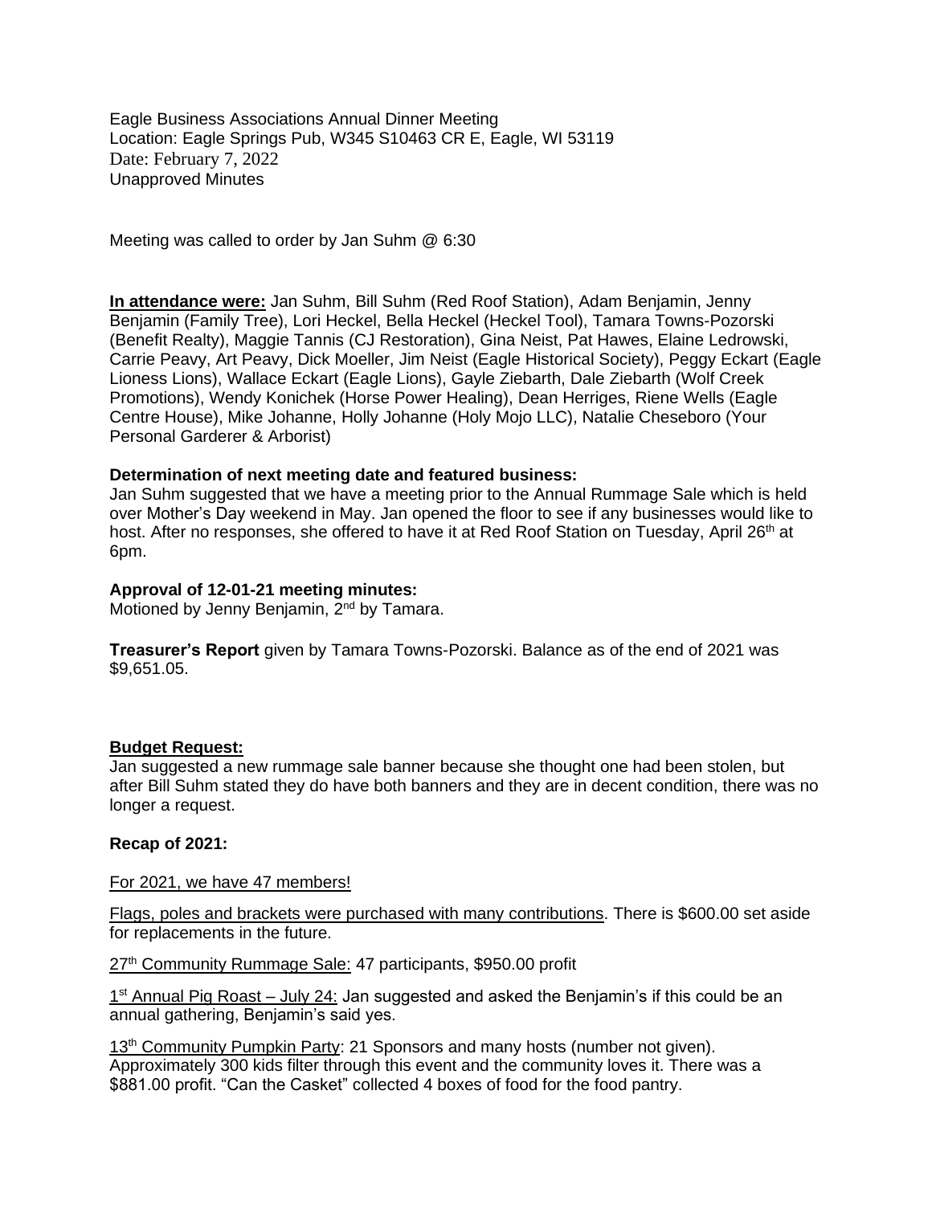Eagle Business Associations Annual Dinner Meeting
Location: Eagle Springs Pub, W345 S10463 CR E, Eagle, WI 53119
Date: February 7, 2022
Unapproved Minutes

Meeting was called to order by Jan Suhm @ 6:30

**In attendance were:** Jan Suhm, Bill Suhm (Red Roof Station), Adam Benjamin, Jenny Benjamin (Family Tree), Lori Heckel, Bella Heckel (Heckel Tool), Tamara Towns-Pozorski (Benefit Realty), Maggie Tannis (CJ Restoration), Gina Neist, Pat Hawes, Elaine Ledrowski, Carrie Peavy, Art Peavy, Dick Moeller, Jim Neist (Eagle Historical Society), Peggy Eckart (Eagle Lioness Lions), Wallace Eckart (Eagle Lions), Gayle Ziebarth, Dale Ziebarth (Wolf Creek Promotions), Wendy Konichek (Horse Power Healing), Dean Herriges, Riene Wells (Eagle Centre House), Mike Johanne, Holly Johanne (Holy Mojo LLC), Natalie Cheseboro (Your Personal Garderer & Arborist)

**Determination of next meeting date and featured business:**
Jan Suhm suggested that we have a meeting prior to the Annual Rummage Sale which is held over Mother's Day weekend in May. Jan opened the floor to see if any businesses would like to host. After no responses, she offered to have it at Red Roof Station on Tuesday, April 26th at 6pm.

**Approval of 12-01-21 meeting minutes:**
Motioned by Jenny Benjamin, 2nd by Tamara.

**Treasurer's Report** given by Tamara Towns-Pozorski. Balance as of the end of 2021 was $9,651.05.

**Budget Request:**
Jan suggested a new rummage sale banner because she thought one had been stolen, but after Bill Suhm stated they do have both banners and they are in decent condition, there was no longer a request.

**Recap of 2021:**

For 2021, we have 47 members!

Flags, poles and brackets were purchased with many contributions. There is $600.00 set aside for replacements in the future.

27th Community Rummage Sale: 47 participants, $950.00 profit

1st Annual Pig Roast – July 24: Jan suggested and asked the Benjamin's if this could be an annual gathering, Benjamin's said yes.

13th Community Pumpkin Party: 21 Sponsors and many hosts (number not given). Approximately 300 kids filter through this event and the community loves it. There was a $881.00 profit. "Can the Casket" collected 4 boxes of food for the food pantry.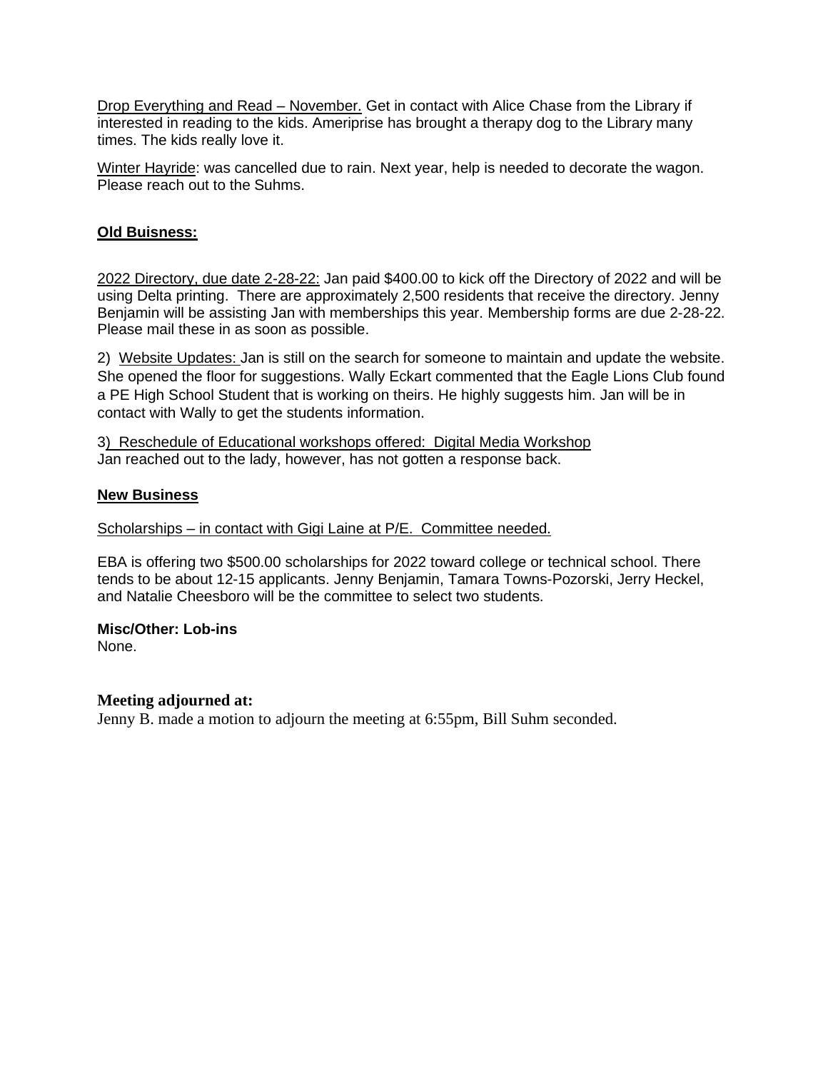Drop Everything and Read – November. Get in contact with Alice Chase from the Library if interested in reading to the kids. Ameriprise has brought a therapy dog to the Library many times. The kids really love it.

Winter Hayride: was cancelled due to rain. Next year, help is needed to decorate the wagon. Please reach out to the Suhms.

**Old Buisness:**

2022 Directory, due date 2-28-22: Jan paid $400.00 to kick off the Directory of 2022 and will be using Delta printing. There are approximately 2,500 residents that receive the directory. Jenny Benjamin will be assisting Jan with memberships this year. Membership forms are due 2-28-22. Please mail these in as soon as possible.

2) Website Updates: Jan is still on the search for someone to maintain and update the website. She opened the floor for suggestions. Wally Eckart commented that the Eagle Lions Club found a PE High School Student that is working on theirs. He highly suggests him. Jan will be in contact with Wally to get the students information.

3) Reschedule of Educational workshops offered: Digital Media Workshop
Jan reached out to the lady, however, has not gotten a response back.

**New Business**

Scholarships – in contact with Gigi Laine at P/E. Committee needed.

EBA is offering two $500.00 scholarships for 2022 toward college or technical school. There tends to be about 12-15 applicants. Jenny Benjamin, Tamara Towns-Pozorski, Jerry Heckel, and Natalie Cheesboro will be the committee to select two students.

**Misc/Other: Lob-ins**
None.

**Meeting adjourned at:**
Jenny B. made a motion to adjourn the meeting at 6:55pm, Bill Suhm seconded.